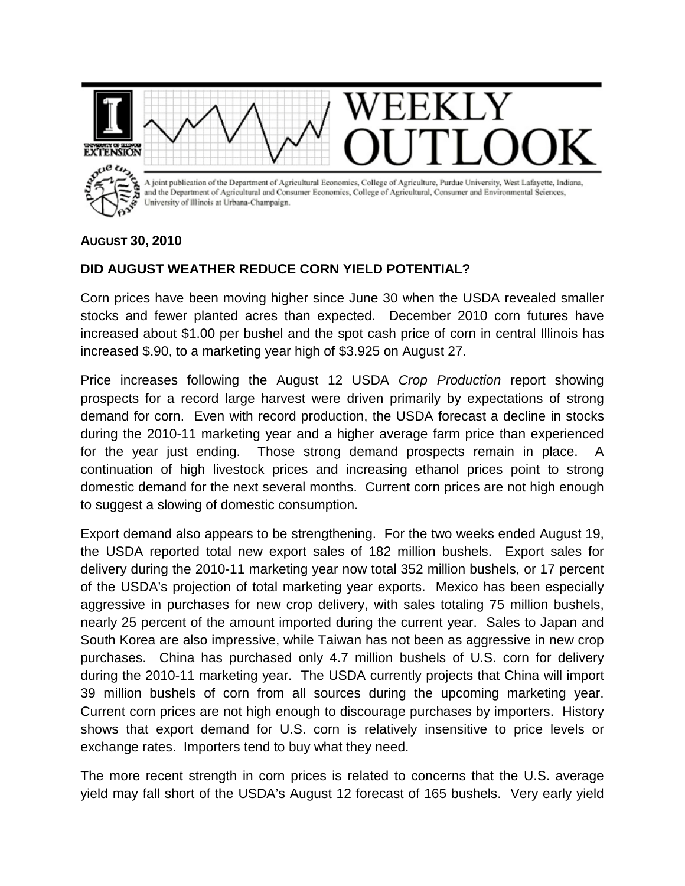# WEEKLY OUTLOOK

A joint publication of the Department of Agricultural Economics, College of Agriculture, Purdue University, West Lafayette, Indiana, and the Department of Agricultural and Consumer Economics, College of Agricultural, Consumer and Environmental Sciences, University of Illinois at Urbana-Champaign.

**AUGUST 30, 2010**

## DID AUGUST WEATHER REDUCE CORN YIELD POTENTIAL?

Corn prices have been moving higher since June 30 when the USDA revealed smaller stocks and fewer planted acres than expected. December 2010 corn futures have increased about $1.00 per bushel and the spot cash price of corn in central Illinois has increased $.90, to a marketing year high of $3.925 on August 27.

Price increases following the August 12 USDA *Crop Production* report showing prospects for a record large harvest were driven primarily by expectations of strong demand for corn. Even with record production, the USDA forecast a decline in stocks during the 2010-11 marketing year and a higher average farm price than experienced for the year just ending. Those strong demand prospects remain in place. A continuation of high livestock prices and increasing ethanol prices point to strong domestic demand for the next several months. Current corn prices are not high enough to suggest a slowing of domestic consumption.

Export demand also appears to be strengthening. For the two weeks ended August 19, the USDA reported total new export sales of 182 million bushels. Export sales for delivery during the 2010-11 marketing year now total 352 million bushels, or 17 percent of the USDA's projection of total marketing year exports. Mexico has been especially aggressive in purchases for new crop delivery, with sales totaling 75 million bushels, nearly 25 percent of the amount imported during the current year. Sales to Japan and South Korea are also impressive, while Taiwan has not been as aggressive in new crop purchases. China has purchased only 4.7 million bushels of U.S. corn for delivery during the 2010-11 marketing year. The USDA currently projects that China will import 39 million bushels of corn from all sources during the upcoming marketing year. Current corn prices are not high enough to discourage purchases by importers. History shows that export demand for U.S. corn is relatively insensitive to price levels or exchange rates. Importers tend to buy what they need.

The more recent strength in corn prices is related to concerns that the U.S. average yield may fall short of the USDA's August 12 forecast of 165 bushels. Very early yield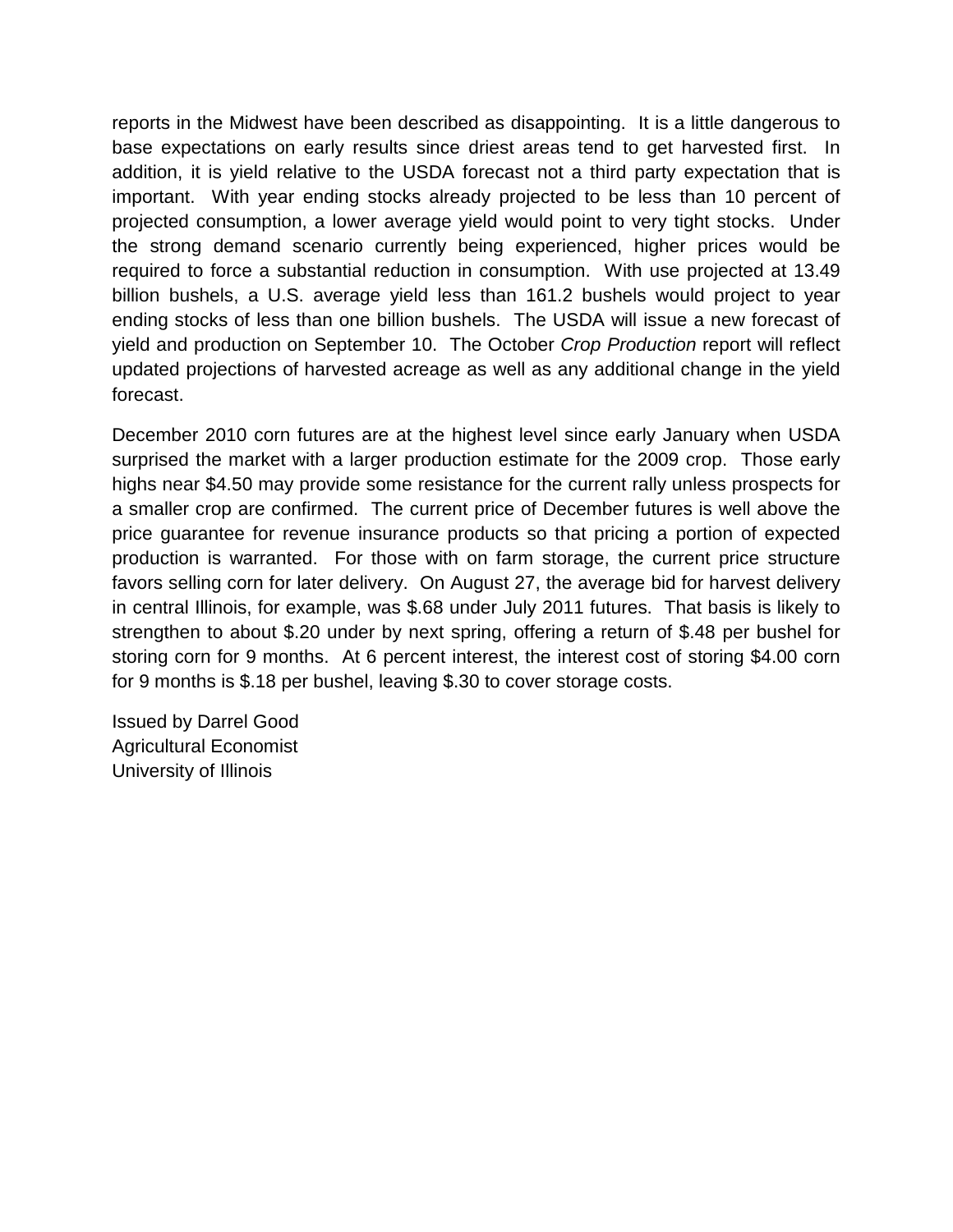reports in the Midwest have been described as disappointing. It is a little dangerous to base expectations on early results since driest areas tend to get harvested first. In addition, it is yield relative to the USDA forecast not a third party expectation that is important. With year ending stocks already projected to be less than 10 percent of projected consumption, a lower average yield would point to very tight stocks. Under the strong demand scenario currently being experienced, higher prices would be required to force a substantial reduction in consumption. With use projected at 13.49 billion bushels, a U.S. average yield less than 161.2 bushels would project to year ending stocks of less than one billion bushels. The USDA will issue a new forecast of yield and production on September 10. The October *Crop Production* report will reflect updated projections of harvested acreage as well as any additional change in the yield forecast.

December 2010 corn futures are at the highest level since early January when USDA surprised the market with a larger production estimate for the 2009 crop. Those early highs near $4.50 may provide some resistance for the current rally unless prospects for a smaller crop are confirmed. The current price of December futures is well above the price guarantee for revenue insurance products so that pricing a portion of expected production is warranted. For those with on farm storage, the current price structure favors selling corn for later delivery. On August 27, the average bid for harvest delivery in central Illinois, for example, was $.68 under July 2011 futures. That basis is likely to strengthen to about $.20 under by next spring, offering a return of $.48 per bushel for storing corn for 9 months. At 6 percent interest, the interest cost of storing $4.00 corn for 9 months is $.18 per bushel, leaving $.30 to cover storage costs.

Issued by Darrel Good
Agricultural Economist
University of Illinois